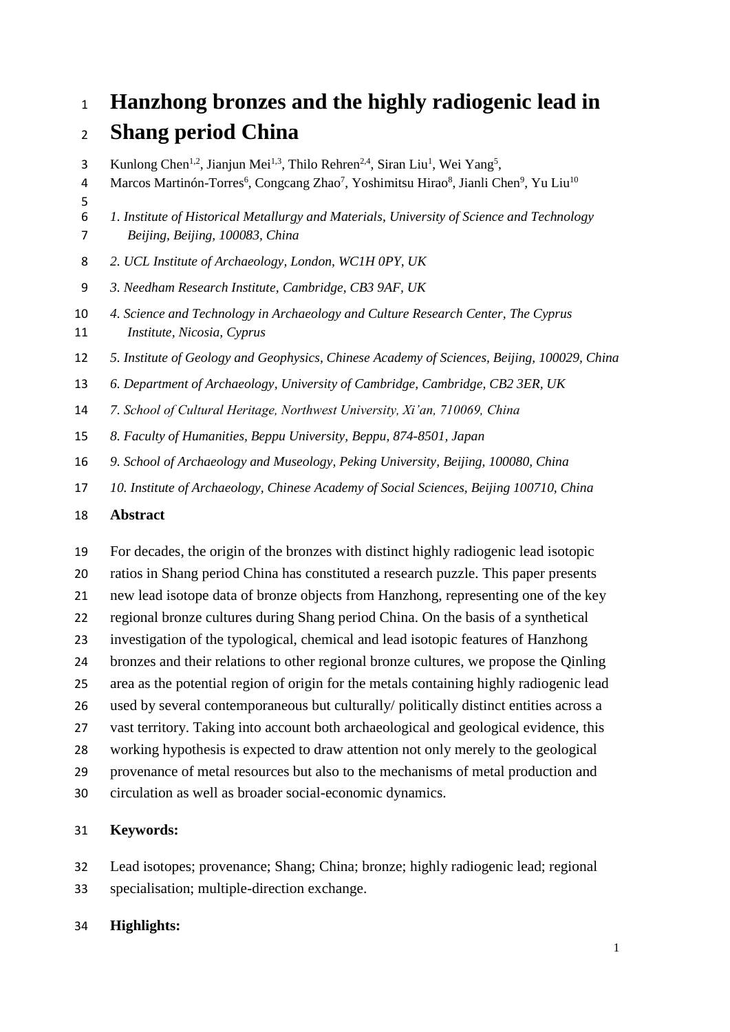# Hanzhong bronzes and the highly radiogenic lead in Shang period China

Kunlong Chen[1,2], Jianjun Mei[1,3], Thilo Rehren[2,4], Siran Liu[1], Wei Yang[5], Marcos Martinón-Torres[6], Congcang Zhao[7], Yoshimitsu Hirao[8], Jianli Chen[9], Yu Liu[10]

*1. Institute of Historical Metallurgy and Materials, University of Science and Technology Beijing, Beijing, 100083, China*

*2. UCL Institute of Archaeology, London, WC1H 0PY, UK*

*3. Needham Research Institute, Cambridge, CB3 9AF, UK*

*4. Science and Technology in Archaeology and Culture Research Center, The Cyprus Institute, Nicosia, Cyprus*

*5. Institute of Geology and Geophysics, Chinese Academy of Sciences, Beijing, 100029, China*

*6. Department of Archaeology, University of Cambridge, Cambridge, CB2 3ER, UK*

*7. School of Cultural Heritage, Northwest University, Xi'an, 710069, China*

*8. Faculty of Humanities, Beppu University, Beppu, 874-8501, Japan*

*9. School of Archaeology and Museology, Peking University, Beijing, 100080, China*

*10. Institute of Archaeology, Chinese Academy of Social Sciences, Beijing 100710, China*

## Abstract

For decades, the origin of the bronzes with distinct highly radiogenic lead isotopic ratios in Shang period China has constituted a research puzzle. This paper presents new lead isotope data of bronze objects from Hanzhong, representing one of the key regional bronze cultures during Shang period China. On the basis of a synthetical investigation of the typological, chemical and lead isotopic features of Hanzhong bronzes and their relations to other regional bronze cultures, we propose the Qinling area as the potential region of origin for the metals containing highly radiogenic lead used by several contemporaneous but culturally/ politically distinct entities across a vast territory. Taking into account both archaeological and geological evidence, this working hypothesis is expected to draw attention not only merely to the geological provenance of metal resources but also to the mechanisms of metal production and circulation as well as broader social-economic dynamics.

**Keywords:**

Lead isotopes; provenance; Shang; China; bronze; highly radiogenic lead; regional specialisation; multiple-direction exchange.

**Highlights:**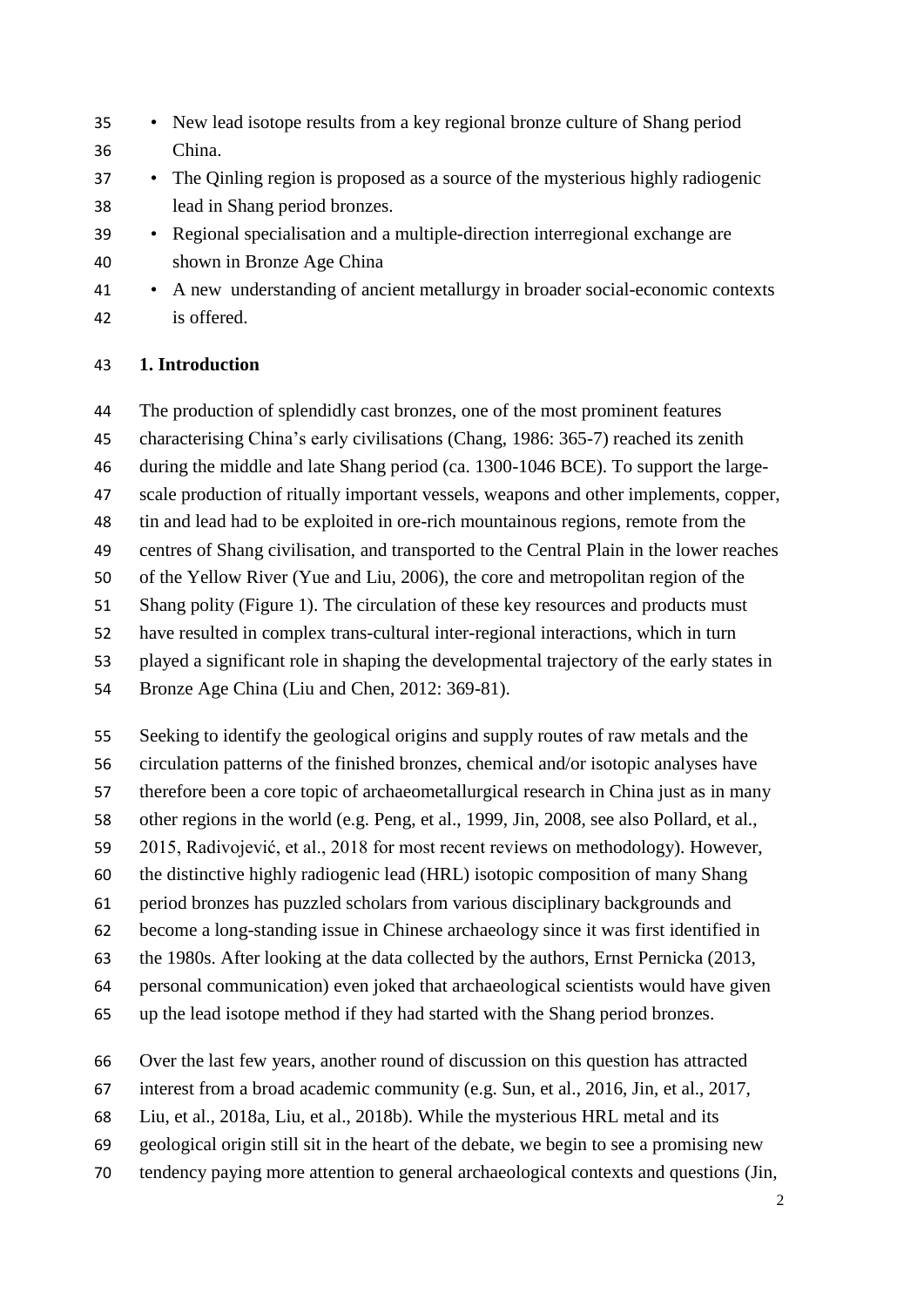- New lead isotope results from a key regional bronze culture of Shang period China.
- The Qinling region is proposed as a source of the mysterious highly radiogenic lead in Shang period bronzes.
- Regional specialisation and a multiple-direction interregional exchange are shown in Bronze Age China
- A new understanding of ancient metallurgy in broader social-economic contexts is offered.

## 1. Introduction

The production of splendidly cast bronzes, one of the most prominent features characterising China's early civilisations (Chang, 1986: 365-7) reached its zenith during the middle and late Shang period (ca. 1300-1046 BCE). To support the large-scale production of ritually important vessels, weapons and other implements, copper, tin and lead had to be exploited in ore-rich mountainous regions, remote from the centres of Shang civilisation, and transported to the Central Plain in the lower reaches of the Yellow River (Yue and Liu, 2006), the core and metropolitan region of the Shang polity (Figure 1). The circulation of these key resources and products must have resulted in complex trans-cultural inter-regional interactions, which in turn played a significant role in shaping the developmental trajectory of the early states in Bronze Age China (Liu and Chen, 2012: 369-81).

Seeking to identify the geological origins and supply routes of raw metals and the circulation patterns of the finished bronzes, chemical and/or isotopic analyses have therefore been a core topic of archaeometallurgical research in China just as in many other regions in the world (e.g. Peng, et al., 1999, Jin, 2008, see also Pollard, et al., 2015, Radivojević, et al., 2018 for most recent reviews on methodology). However, the distinctive highly radiogenic lead (HRL) isotopic composition of many Shang period bronzes has puzzled scholars from various disciplinary backgrounds and become a long-standing issue in Chinese archaeology since it was first identified in the 1980s. After looking at the data collected by the authors, Ernst Pernicka (2013, personal communication) even joked that archaeological scientists would have given up the lead isotope method if they had started with the Shang period bronzes.

Over the last few years, another round of discussion on this question has attracted interest from a broad academic community (e.g. Sun, et al., 2016, Jin, et al., 2017, Liu, et al., 2018a, Liu, et al., 2018b). While the mysterious HRL metal and its geological origin still sit in the heart of the debate, we begin to see a promising new tendency paying more attention to general archaeological contexts and questions (Jin,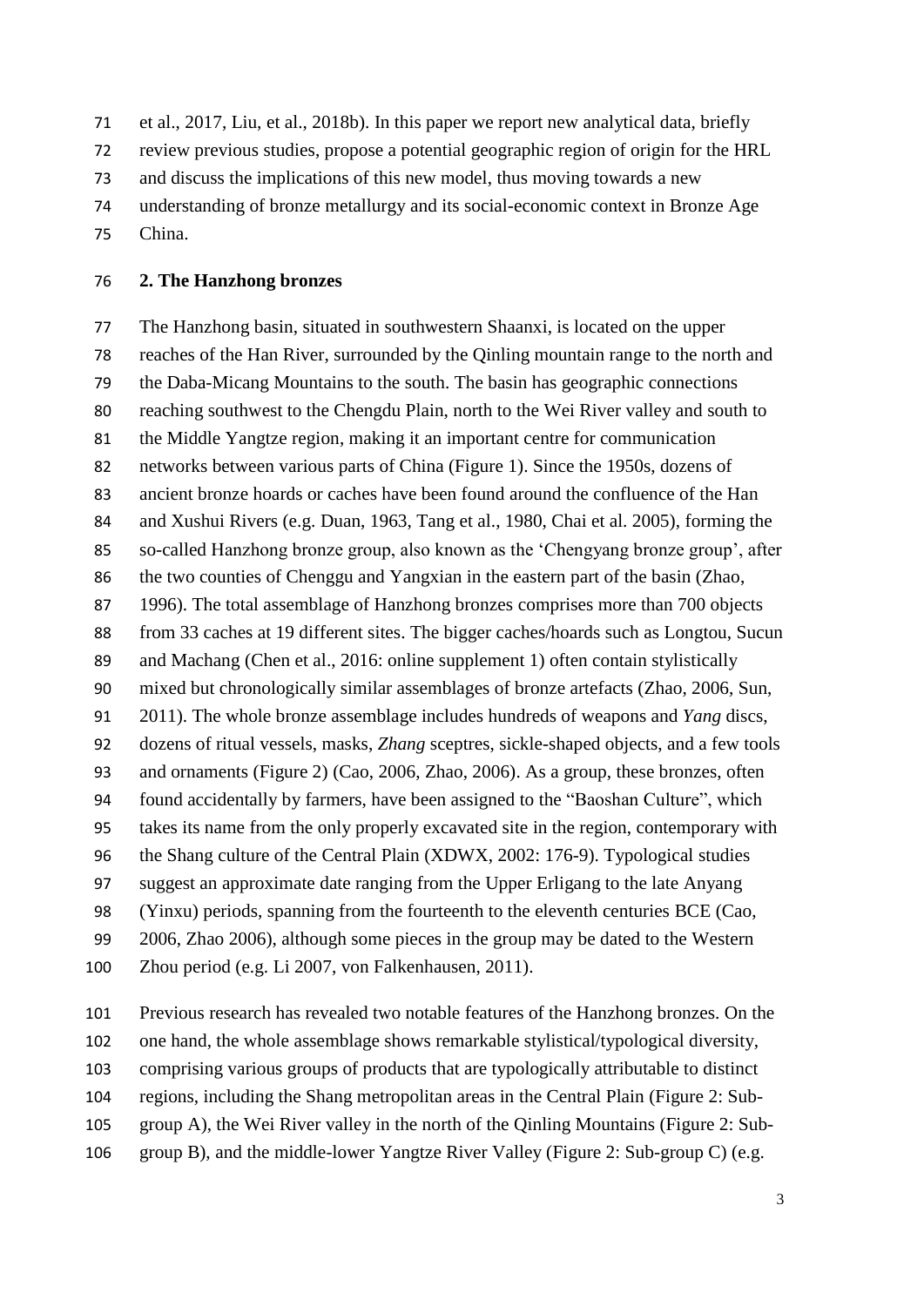et al., 2017, Liu, et al., 2018b). In this paper we report new analytical data, briefly review previous studies, propose a potential geographic region of origin for the HRL and discuss the implications of this new model, thus moving towards a new understanding of bronze metallurgy and its social-economic context in Bronze Age China.

## 2. The Hanzhong bronzes

The Hanzhong basin, situated in southwestern Shaanxi, is located on the upper reaches of the Han River, surrounded by the Qinling mountain range to the north and the Daba-Micang Mountains to the south. The basin has geographic connections reaching southwest to the Chengdu Plain, north to the Wei River valley and south to the Middle Yangtze region, making it an important centre for communication networks between various parts of China (Figure 1). Since the 1950s, dozens of ancient bronze hoards or caches have been found around the confluence of the Han and Xushui Rivers (e.g. Duan, 1963, Tang et al., 1980, Chai et al. 2005), forming the so-called Hanzhong bronze group, also known as the 'Chengyang bronze group', after the two counties of Chenggu and Yangxian in the eastern part of the basin (Zhao, 1996). The total assemblage of Hanzhong bronzes comprises more than 700 objects from 33 caches at 19 different sites. The bigger caches/hoards such as Longtou, Sucun and Machang (Chen et al., 2016: online supplement 1) often contain stylistically mixed but chronologically similar assemblages of bronze artefacts (Zhao, 2006, Sun, 2011). The whole bronze assemblage includes hundreds of weapons and *Yang* discs, dozens of ritual vessels, masks, *Zhang* sceptres, sickle-shaped objects, and a few tools and ornaments (Figure 2) (Cao, 2006, Zhao, 2006). As a group, these bronzes, often found accidentally by farmers, have been assigned to the "Baoshan Culture", which takes its name from the only properly excavated site in the region, contemporary with the Shang culture of the Central Plain (XDWX, 2002: 176-9). Typological studies suggest an approximate date ranging from the Upper Erligang to the late Anyang (Yinxu) periods, spanning from the fourteenth to the eleventh centuries BCE (Cao, 2006, Zhao 2006), although some pieces in the group may be dated to the Western Zhou period (e.g. Li 2007, von Falkenhausen, 2011).

Previous research has revealed two notable features of the Hanzhong bronzes. On the one hand, the whole assemblage shows remarkable stylistical/typological diversity, comprising various groups of products that are typologically attributable to distinct regions, including the Shang metropolitan areas in the Central Plain (Figure 2: Sub-group A), the Wei River valley in the north of the Qinling Mountains (Figure 2: Sub-group B), and the middle-lower Yangtze River Valley (Figure 2: Sub-group C) (e.g.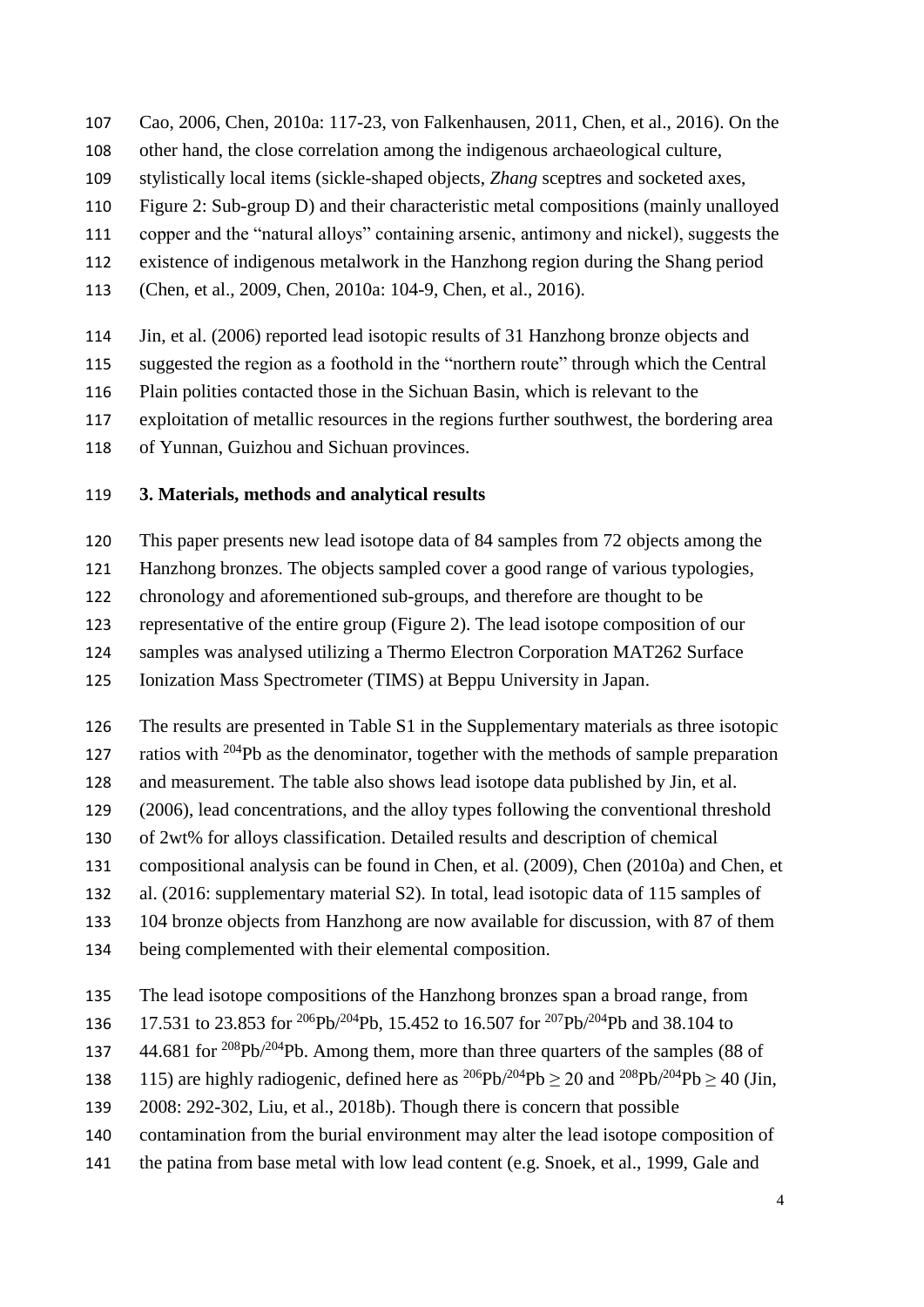Cao, 2006, Chen, 2010a: 117-23, von Falkenhausen, 2011, Chen, et al., 2016). On the other hand, the close correlation among the indigenous archaeological culture, stylistically local items (sickle-shaped objects, *Zhang* sceptres and socketed axes, Figure 2: Sub-group D) and their characteristic metal compositions (mainly unalloyed copper and the "natural alloys" containing arsenic, antimony and nickel), suggests the existence of indigenous metalwork in the Hanzhong region during the Shang period (Chen, et al., 2009, Chen, 2010a: 104-9, Chen, et al., 2016).

Jin, et al. (2006) reported lead isotopic results of 31 Hanzhong bronze objects and suggested the region as a foothold in the "northern route" through which the Central Plain polities contacted those in the Sichuan Basin, which is relevant to the exploitation of metallic resources in the regions further southwest, the bordering area of Yunnan, Guizhou and Sichuan provinces.

## 3. Materials, methods and analytical results

This paper presents new lead isotope data of 84 samples from 72 objects among the Hanzhong bronzes. The objects sampled cover a good range of various typologies, chronology and aforementioned sub-groups, and therefore are thought to be representative of the entire group (Figure 2). The lead isotope composition of our samples was analysed utilizing a Thermo Electron Corporation MAT262 Surface Ionization Mass Spectrometer (TIMS) at Beppu University in Japan.

The results are presented in Table S1 in the Supplementary materials as three isotopic ratios with $^{204}$Pb as the denominator, together with the methods of sample preparation and measurement. The table also shows lead isotope data published by Jin, et al. (2006), lead concentrations, and the alloy types following the conventional threshold of 2wt% for alloys classification. Detailed results and description of chemical compositional analysis can be found in Chen, et al. (2009), Chen (2010a) and Chen, et al. (2016: supplementary material S2). In total, lead isotopic data of 115 samples of 104 bronze objects from Hanzhong are now available for discussion, with 87 of them being complemented with their elemental composition.

The lead isotope compositions of the Hanzhong bronzes span a broad range, from 17.531 to 23.853 for $^{206}$Pb/$^{204}$Pb, 15.452 to 16.507 for $^{207}$Pb/$^{204}$Pb and 38.104 to 44.681 for $^{208}$Pb/$^{204}$Pb. Among them, more than three quarters of the samples (88 of 115) are highly radiogenic, defined here as $^{206}$Pb/$^{204}$Pb $\geq 20$ and $^{208}$Pb/$^{204}$Pb $\geq 40$ (Jin, 2008: 292-302, Liu, et al., 2018b). Though there is concern that possible contamination from the burial environment may alter the lead isotope composition of the patina from base metal with low lead content (e.g. Snoek, et al., 1999, Gale and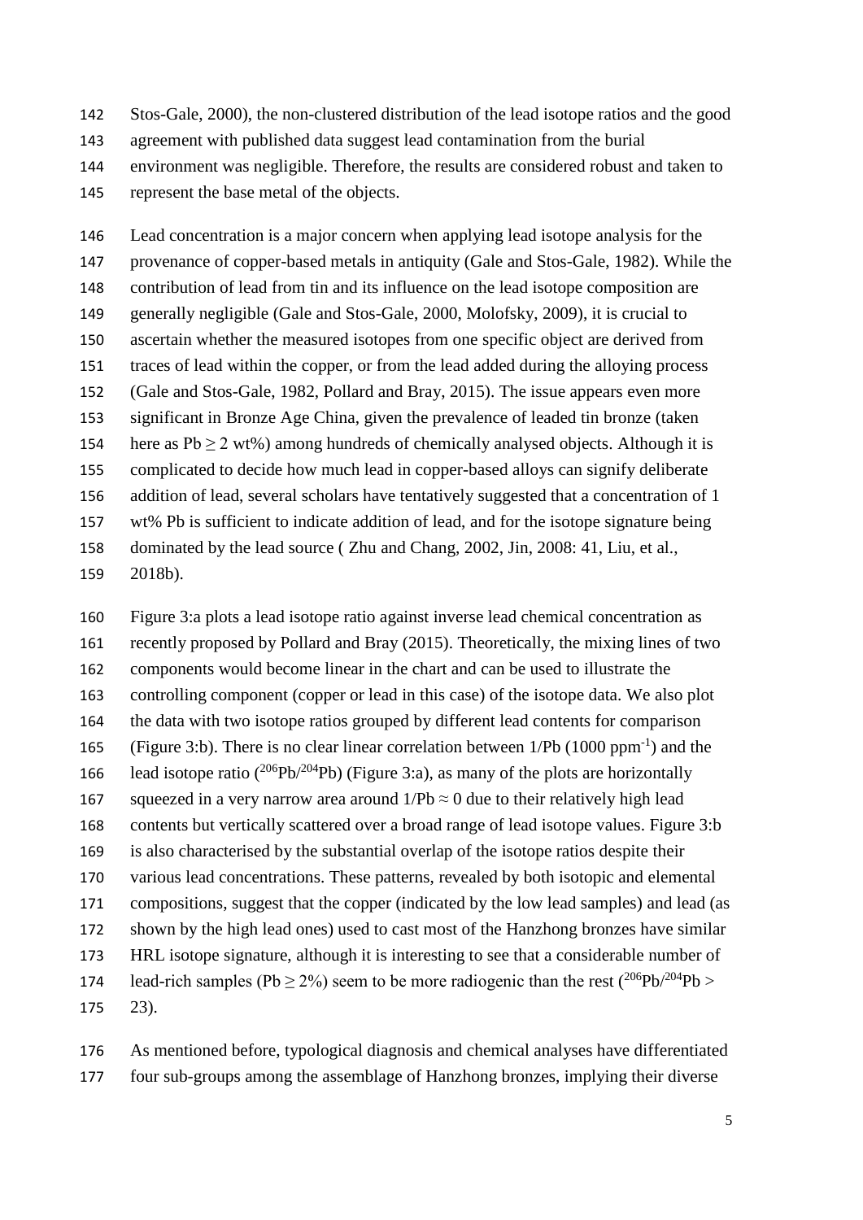Stos-Gale, 2000), the non-clustered distribution of the lead isotope ratios and the good agreement with published data suggest lead contamination from the burial environment was negligible. Therefore, the results are considered robust and taken to represent the base metal of the objects.

Lead concentration is a major concern when applying lead isotope analysis for the provenance of copper-based metals in antiquity (Gale and Stos-Gale, 1982). While the contribution of lead from tin and its influence on the lead isotope composition are generally negligible (Gale and Stos-Gale, 2000, Molofsky, 2009), it is crucial to ascertain whether the measured isotopes from one specific object are derived from traces of lead within the copper, or from the lead added during the alloying process (Gale and Stos-Gale, 1982, Pollard and Bray, 2015). The issue appears even more significant in Bronze Age China, given the prevalence of leaded tin bronze (taken here as Pb $\geq$ 2 wt%) among hundreds of chemically analysed objects. Although it is complicated to decide how much lead in copper-based alloys can signify deliberate addition of lead, several scholars have tentatively suggested that a concentration of 1 wt% Pb is sufficient to indicate addition of lead, and for the isotope signature being dominated by the lead source ( Zhu and Chang, 2002, Jin, 2008: 41, Liu, et al., 2018b).

Figure 3:a plots a lead isotope ratio against inverse lead chemical concentration as recently proposed by Pollard and Bray (2015). Theoretically, the mixing lines of two components would become linear in the chart and can be used to illustrate the controlling component (copper or lead in this case) of the isotope data. We also plot the data with two isotope ratios grouped by different lead contents for comparison (Figure 3:b). There is no clear linear correlation between 1/Pb (1000 $ppm^{-1}$) and the lead isotope ratio ($^{206}Pb/^{204}Pb$) (Figure 3:a), as many of the plots are horizontally squeezed in a very narrow area around 1/Pb $\approx$ 0 due to their relatively high lead contents but vertically scattered over a broad range of lead isotope values. Figure 3:b is also characterised by the substantial overlap of the isotope ratios despite their various lead concentrations. These patterns, revealed by both isotopic and elemental compositions, suggest that the copper (indicated by the low lead samples) and lead (as shown by the high lead ones) used to cast most of the Hanzhong bronzes have similar HRL isotope signature, although it is interesting to see that a considerable number of lead-rich samples (Pb $\geq$ 2%) seem to be more radiogenic than the rest ($^{206}Pb/^{204}Pb$ > 23).

As mentioned before, typological diagnosis and chemical analyses have differentiated four sub-groups among the assemblage of Hanzhong bronzes, implying their diverse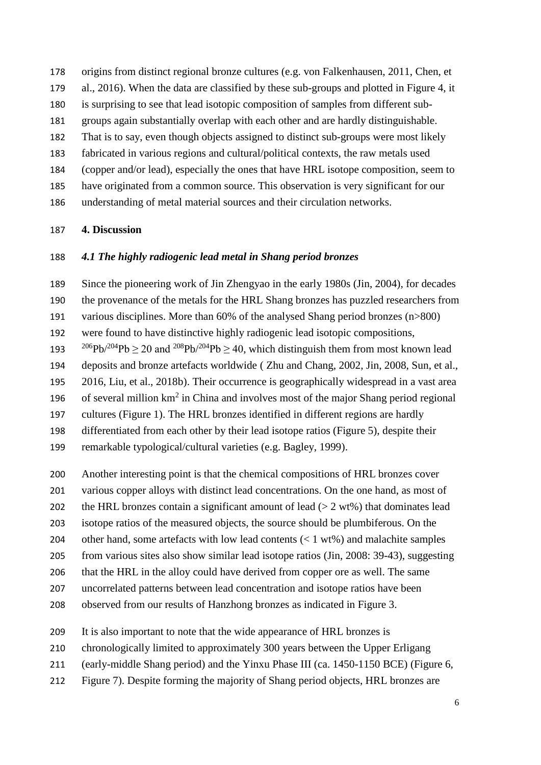origins from distinct regional bronze cultures (e.g. von Falkenhausen, 2011, Chen, et al., 2016). When the data are classified by these sub-groups and plotted in Figure 4, it is surprising to see that lead isotopic composition of samples from different sub-groups again substantially overlap with each other and are hardly distinguishable. That is to say, even though objects assigned to distinct sub-groups were most likely fabricated in various regions and cultural/political contexts, the raw metals used (copper and/or lead), especially the ones that have HRL isotope composition, seem to have originated from a common source. This observation is very significant for our understanding of metal material sources and their circulation networks.

## 4. Discussion

### *4.1 The highly radiogenic lead metal in Shang period bronzes*

Since the pioneering work of Jin Zhengyao in the early 1980s (Jin, 2004), for decades the provenance of the metals for the HRL Shang bronzes has puzzled researchers from various disciplines. More than 60% of the analysed Shang period bronzes (n>800) were found to have distinctive highly radiogenic lead isotopic compositions, $^{206}Pb/^{204}Pb \geq 20$ and $^{208}Pb/^{204}Pb \geq 40$, which distinguish them from most known lead deposits and bronze artefacts worldwide ( Zhu and Chang, 2002, Jin, 2008, Sun, et al., 2016, Liu, et al., 2018b). Their occurrence is geographically widespread in a vast area of several million $km^2$ in China and involves most of the major Shang period regional cultures (Figure 1). The HRL bronzes identified in different regions are hardly differentiated from each other by their lead isotope ratios (Figure 5), despite their remarkable typological/cultural varieties (e.g. Bagley, 1999).

Another interesting point is that the chemical compositions of HRL bronzes cover various copper alloys with distinct lead concentrations. On the one hand, as most of the HRL bronzes contain a significant amount of lead (> 2 wt%) that dominates lead isotope ratios of the measured objects, the source should be plumbiferous. On the other hand, some artefacts with low lead contents (< 1 wt%) and malachite samples from various sites also show similar lead isotope ratios (Jin, 2008: 39-43), suggesting that the HRL in the alloy could have derived from copper ore as well. The same uncorrelated patterns between lead concentration and isotope ratios have been observed from our results of Hanzhong bronzes as indicated in Figure 3.

It is also important to note that the wide appearance of HRL bronzes is chronologically limited to approximately 300 years between the Upper Erligang (early-middle Shang period) and the Yinxu Phase III (ca. 1450-1150 BCE) (Figure 6, Figure 7). Despite forming the majority of Shang period objects, HRL bronzes are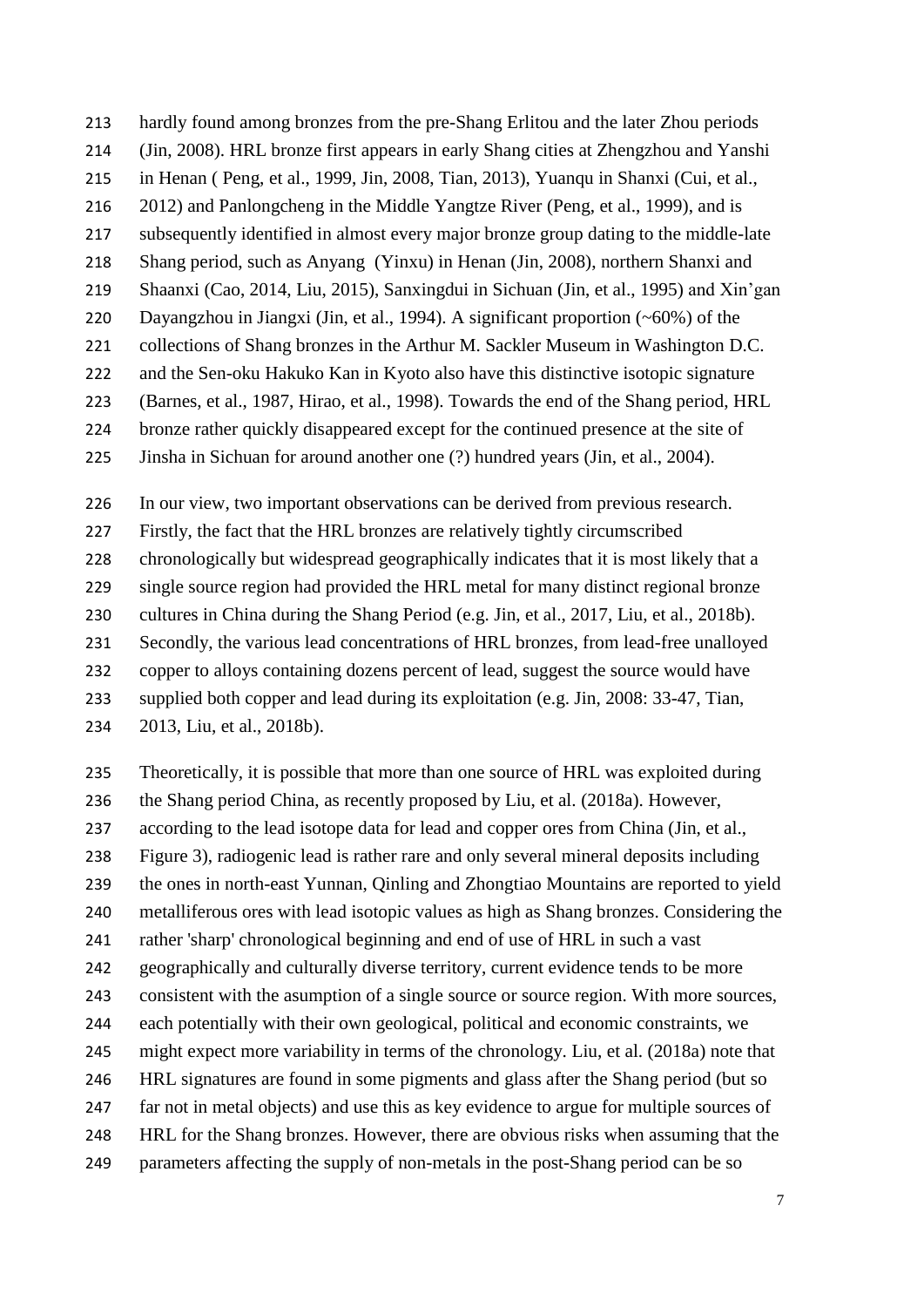hardly found among bronzes from the pre-Shang Erlitou and the later Zhou periods (Jin, 2008). HRL bronze first appears in early Shang cities at Zhengzhou and Yanshi in Henan ( Peng, et al., 1999, Jin, 2008, Tian, 2013), Yuanqu in Shanxi (Cui, et al., 2012) and Panlongcheng in the Middle Yangtze River (Peng, et al., 1999), and is subsequently identified in almost every major bronze group dating to the middle-late Shang period, such as Anyang (Yinxu) in Henan (Jin, 2008), northern Shanxi and Shaanxi (Cao, 2014, Liu, 2015), Sanxingdui in Sichuan (Jin, et al., 1995) and Xin'gan Dayangzhou in Jiangxi (Jin, et al., 1994). A significant proportion (~60%) of the collections of Shang bronzes in the Arthur M. Sackler Museum in Washington D.C. and the Sen-oku Hakuko Kan in Kyoto also have this distinctive isotopic signature (Barnes, et al., 1987, Hirao, et al., 1998). Towards the end of the Shang period, HRL bronze rather quickly disappeared except for the continued presence at the site of Jinsha in Sichuan for around another one (?) hundred years (Jin, et al., 2004).

In our view, two important observations can be derived from previous research. Firstly, the fact that the HRL bronzes are relatively tightly circumscribed chronologically but widespread geographically indicates that it is most likely that a single source region had provided the HRL metal for many distinct regional bronze cultures in China during the Shang Period (e.g. Jin, et al., 2017, Liu, et al., 2018b). Secondly, the various lead concentrations of HRL bronzes, from lead-free unalloyed copper to alloys containing dozens percent of lead, suggest the source would have supplied both copper and lead during its exploitation (e.g. Jin, 2008: 33-47, Tian, 2013, Liu, et al., 2018b).

Theoretically, it is possible that more than one source of HRL was exploited during the Shang period China, as recently proposed by Liu, et al. (2018a). However, according to the lead isotope data for lead and copper ores from China (Jin, et al., Figure 3), radiogenic lead is rather rare and only several mineral deposits including the ones in north-east Yunnan, Qinling and Zhongtiao Mountains are reported to yield metalliferous ores with lead isotopic values as high as Shang bronzes. Considering the rather 'sharp' chronological beginning and end of use of HRL in such a vast geographically and culturally diverse territory, current evidence tends to be more consistent with the asumption of a single source or source region. With more sources, each potentially with their own geological, political and economic constraints, we might expect more variability in terms of the chronology. Liu, et al. (2018a) note that HRL signatures are found in some pigments and glass after the Shang period (but so far not in metal objects) and use this as key evidence to argue for multiple sources of HRL for the Shang bronzes. However, there are obvious risks when assuming that the parameters affecting the supply of non-metals in the post-Shang period can be so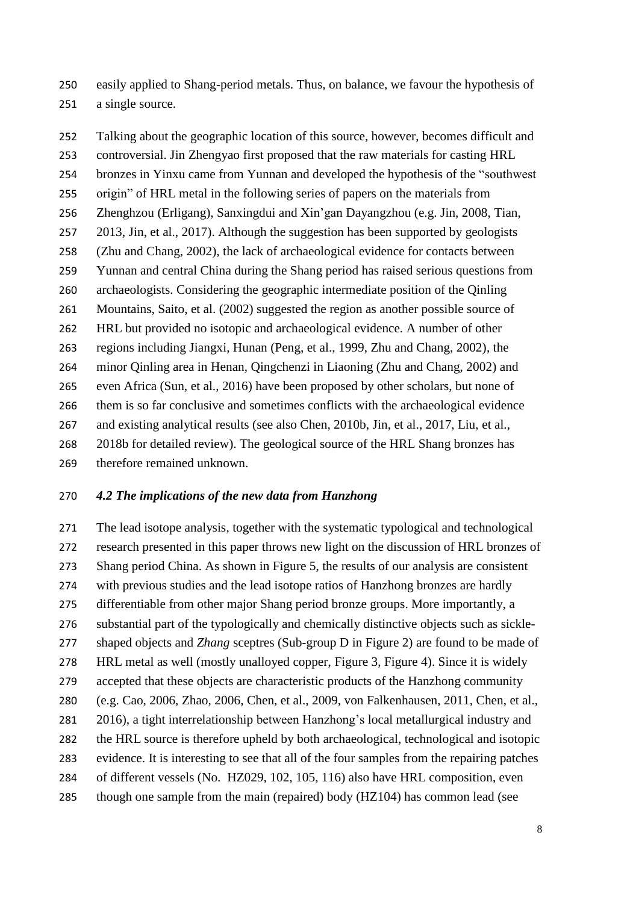easily applied to Shang-period metals. Thus, on balance, we favour the hypothesis of a single source.

Talking about the geographic location of this source, however, becomes difficult and controversial. Jin Zhengyao first proposed that the raw materials for casting HRL bronzes in Yinxu came from Yunnan and developed the hypothesis of the "southwest origin" of HRL metal in the following series of papers on the materials from Zhenghzou (Erligang), Sanxingdui and Xin'gan Dayangzhou (e.g. Jin, 2008, Tian, 2013, Jin, et al., 2017). Although the suggestion has been supported by geologists (Zhu and Chang, 2002), the lack of archaeological evidence for contacts between Yunnan and central China during the Shang period has raised serious questions from archaeologists. Considering the geographic intermediate position of the Qinling Mountains, Saito, et al. (2002) suggested the region as another possible source of HRL but provided no isotopic and archaeological evidence. A number of other regions including Jiangxi, Hunan (Peng, et al., 1999, Zhu and Chang, 2002), the minor Qinling area in Henan, Qingchenzi in Liaoning (Zhu and Chang, 2002) and even Africa (Sun, et al., 2016) have been proposed by other scholars, but none of them is so far conclusive and sometimes conflicts with the archaeological evidence and existing analytical results (see also Chen, 2010b, Jin, et al., 2017, Liu, et al., 2018b for detailed review). The geological source of the HRL Shang bronzes has therefore remained unknown.

### *4.2 The implications of the new data from Hanzhong*

The lead isotope analysis, together with the systematic typological and technological research presented in this paper throws new light on the discussion of HRL bronzes of Shang period China. As shown in Figure 5, the results of our analysis are consistent with previous studies and the lead isotope ratios of Hanzhong bronzes are hardly differentiable from other major Shang period bronze groups. More importantly, a substantial part of the typologically and chemically distinctive objects such as sickle-shaped objects and *Zhang* sceptres (Sub-group D in Figure 2) are found to be made of HRL metal as well (mostly unalloyed copper, Figure 3, Figure 4). Since it is widely accepted that these objects are characteristic products of the Hanzhong community (e.g. Cao, 2006, Zhao, 2006, Chen, et al., 2009, von Falkenhausen, 2011, Chen, et al., 2016), a tight interrelationship between Hanzhong's local metallurgical industry and the HRL source is therefore upheld by both archaeological, technological and isotopic evidence. It is interesting to see that all of the four samples from the repairing patches of different vessels (No. HZ029, 102, 105, 116) also have HRL composition, even though one sample from the main (repaired) body (HZ104) has common lead (see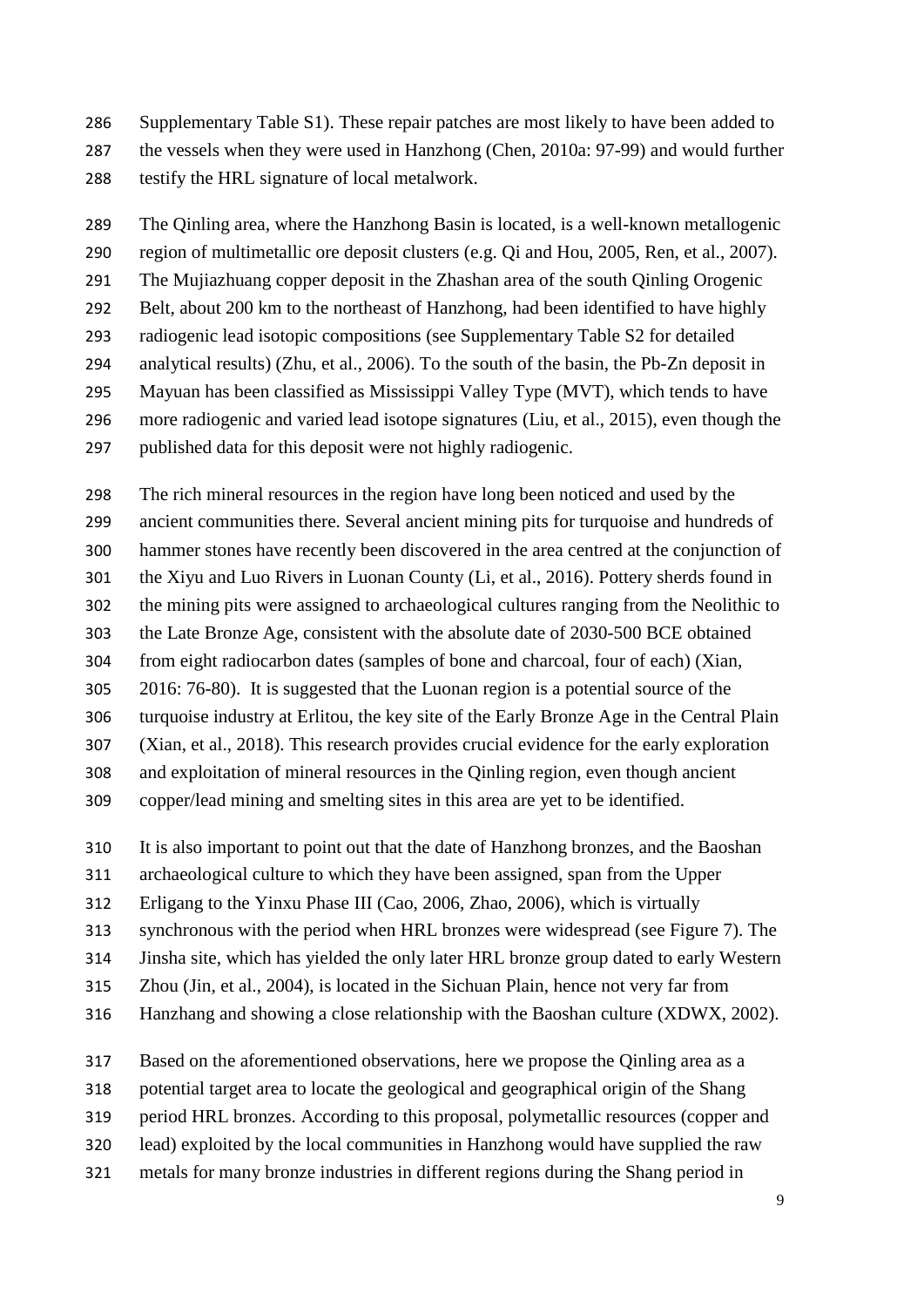Supplementary Table S1). These repair patches are most likely to have been added to the vessels when they were used in Hanzhong (Chen, 2010a: 97-99) and would further testify the HRL signature of local metalwork.

The Qinling area, where the Hanzhong Basin is located, is a well-known metallogenic region of multimetallic ore deposit clusters (e.g. Qi and Hou, 2005, Ren, et al., 2007). The Mujiazhuang copper deposit in the Zhashan area of the south Qinling Orogenic Belt, about 200 km to the northeast of Hanzhong, had been identified to have highly radiogenic lead isotopic compositions (see Supplementary Table S2 for detailed analytical results) (Zhu, et al., 2006). To the south of the basin, the Pb-Zn deposit in Mayuan has been classified as Mississippi Valley Type (MVT), which tends to have more radiogenic and varied lead isotope signatures (Liu, et al., 2015), even though the published data for this deposit were not highly radiogenic.

The rich mineral resources in the region have long been noticed and used by the ancient communities there. Several ancient mining pits for turquoise and hundreds of hammer stones have recently been discovered in the area centred at the conjunction of the Xiyu and Luo Rivers in Luonan County (Li, et al., 2016). Pottery sherds found in the mining pits were assigned to archaeological cultures ranging from the Neolithic to the Late Bronze Age, consistent with the absolute date of 2030-500 BCE obtained from eight radiocarbon dates (samples of bone and charcoal, four of each) (Xian, 2016: 76-80). It is suggested that the Luonan region is a potential source of the turquoise industry at Erlitou, the key site of the Early Bronze Age in the Central Plain (Xian, et al., 2018). This research provides crucial evidence for the early exploration and exploitation of mineral resources in the Qinling region, even though ancient copper/lead mining and smelting sites in this area are yet to be identified.

It is also important to point out that the date of Hanzhong bronzes, and the Baoshan archaeological culture to which they have been assigned, span from the Upper Erligang to the Yinxu Phase III (Cao, 2006, Zhao, 2006), which is virtually synchronous with the period when HRL bronzes were widespread (see Figure 7). The Jinsha site, which has yielded the only later HRL bronze group dated to early Western Zhou (Jin, et al., 2004), is located in the Sichuan Plain, hence not very far from Hanzhang and showing a close relationship with the Baoshan culture (XDWX, 2002).

Based on the aforementioned observations, here we propose the Qinling area as a potential target area to locate the geological and geographical origin of the Shang period HRL bronzes. According to this proposal, polymetallic resources (copper and lead) exploited by the local communities in Hanzhong would have supplied the raw metals for many bronze industries in different regions during the Shang period in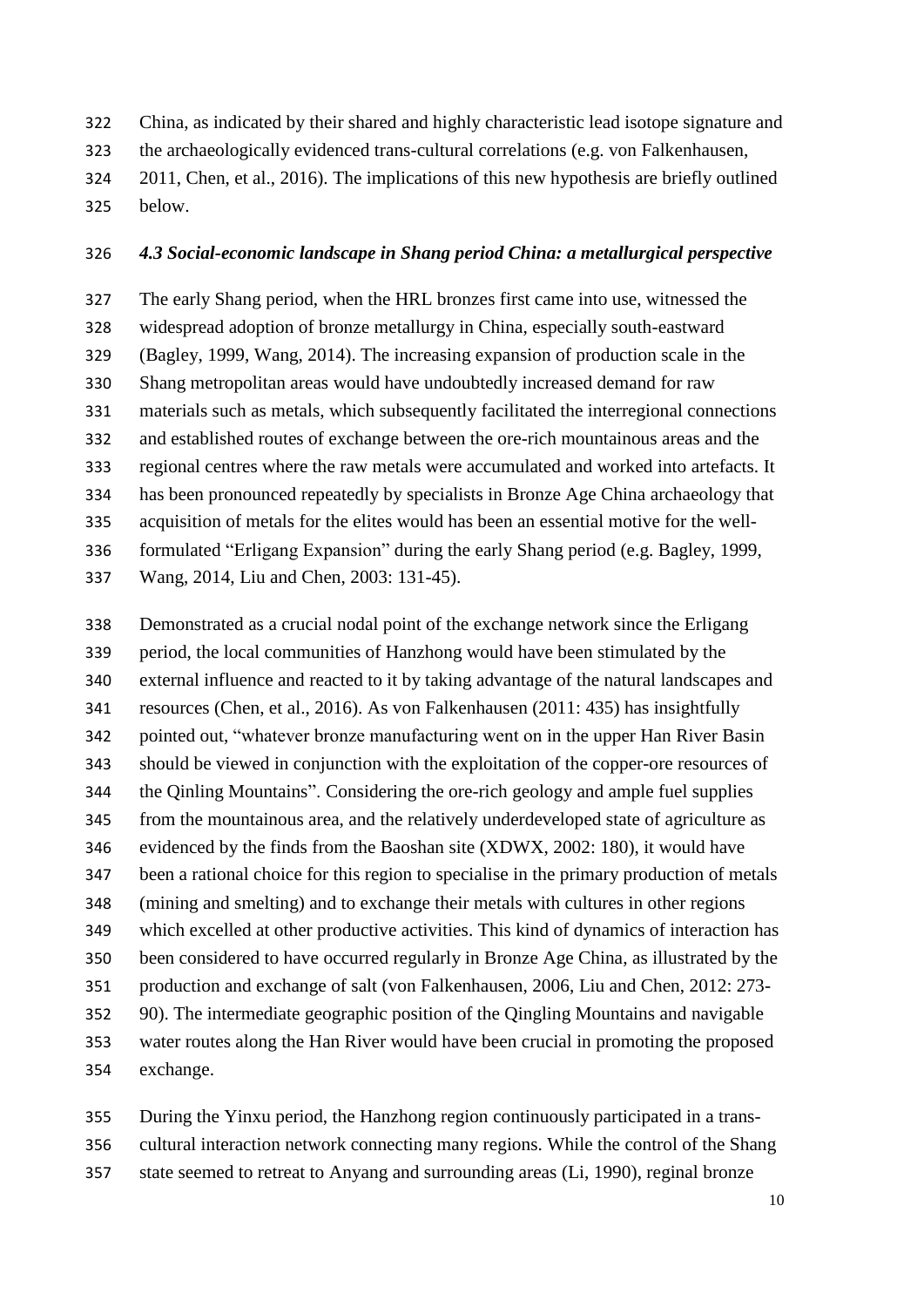China, as indicated by their shared and highly characteristic lead isotope signature and the archaeologically evidenced trans-cultural correlations (e.g. von Falkenhausen, 2011, Chen, et al., 2016). The implications of this new hypothesis are briefly outlined below.

### *4.3 Social-economic landscape in Shang period China: a metallurgical perspective*

The early Shang period, when the HRL bronzes first came into use, witnessed the widespread adoption of bronze metallurgy in China, especially south-eastward (Bagley, 1999, Wang, 2014). The increasing expansion of production scale in the Shang metropolitan areas would have undoubtedly increased demand for raw materials such as metals, which subsequently facilitated the interregional connections and established routes of exchange between the ore-rich mountainous areas and the regional centres where the raw metals were accumulated and worked into artefacts. It has been pronounced repeatedly by specialists in Bronze Age China archaeology that acquisition of metals for the elites would has been an essential motive for the well-formulated "Erligang Expansion" during the early Shang period (e.g. Bagley, 1999, Wang, 2014, Liu and Chen, 2003: 131-45).

Demonstrated as a crucial nodal point of the exchange network since the Erligang period, the local communities of Hanzhong would have been stimulated by the external influence and reacted to it by taking advantage of the natural landscapes and resources (Chen, et al., 2016). As von Falkenhausen (2011: 435) has insightfully pointed out, "whatever bronze manufacturing went on in the upper Han River Basin should be viewed in conjunction with the exploitation of the copper-ore resources of the Qinling Mountains". Considering the ore-rich geology and ample fuel supplies from the mountainous area, and the relatively underdeveloped state of agriculture as evidenced by the finds from the Baoshan site (XDWX, 2002: 180), it would have been a rational choice for this region to specialise in the primary production of metals (mining and smelting) and to exchange their metals with cultures in other regions which excelled at other productive activities. This kind of dynamics of interaction has been considered to have occurred regularly in Bronze Age China, as illustrated by the production and exchange of salt (von Falkenhausen, 2006, Liu and Chen, 2012: 273-90). The intermediate geographic position of the Qingling Mountains and navigable water routes along the Han River would have been crucial in promoting the proposed exchange.

During the Yinxu period, the Hanzhong region continuously participated in a trans-cultural interaction network connecting many regions. While the control of the Shang state seemed to retreat to Anyang and surrounding areas (Li, 1990), reginal bronze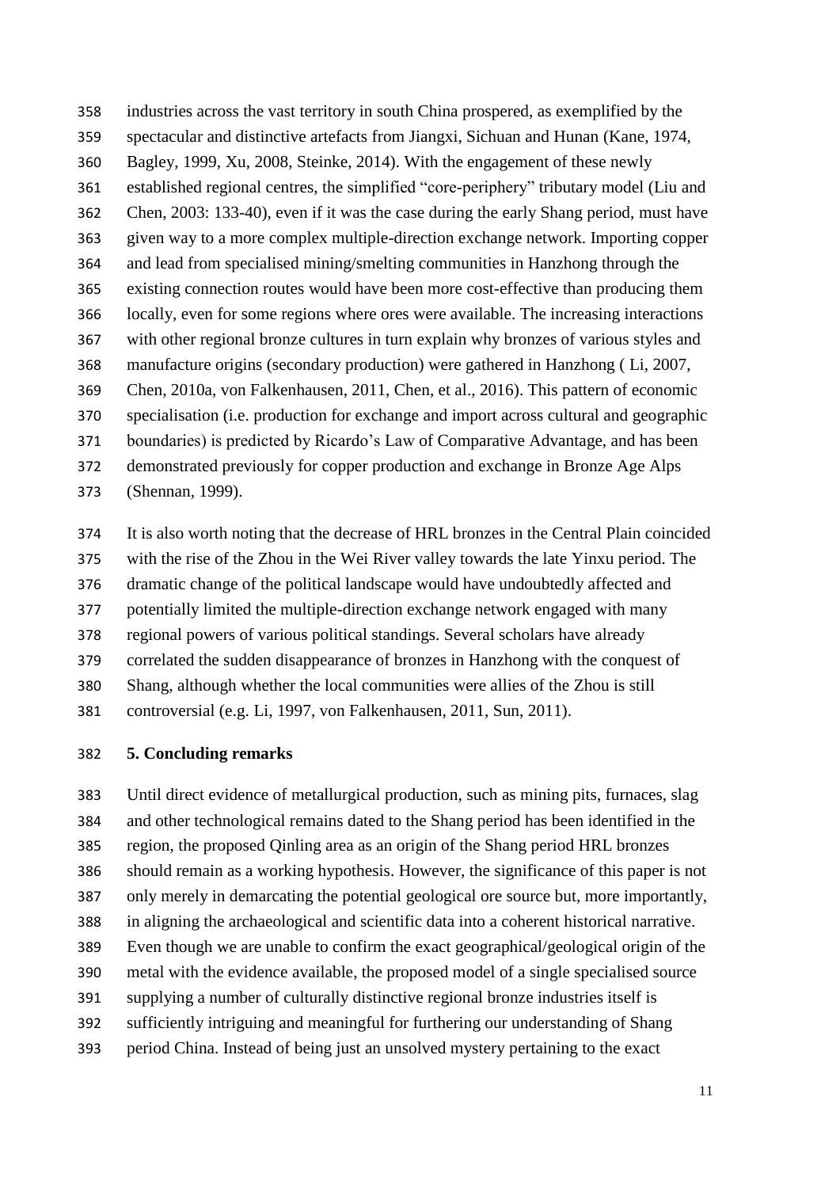industries across the vast territory in south China prospered, as exemplified by the spectacular and distinctive artefacts from Jiangxi, Sichuan and Hunan (Kane, 1974, Bagley, 1999, Xu, 2008, Steinke, 2014). With the engagement of these newly established regional centres, the simplified "core-periphery" tributary model (Liu and Chen, 2003: 133-40), even if it was the case during the early Shang period, must have given way to a more complex multiple-direction exchange network. Importing copper and lead from specialised mining/smelting communities in Hanzhong through the existing connection routes would have been more cost-effective than producing them locally, even for some regions where ores were available. The increasing interactions with other regional bronze cultures in turn explain why bronzes of various styles and manufacture origins (secondary production) were gathered in Hanzhong ( Li, 2007, Chen, 2010a, von Falkenhausen, 2011, Chen, et al., 2016). This pattern of economic specialisation (i.e. production for exchange and import across cultural and geographic boundaries) is predicted by Ricardo's Law of Comparative Advantage, and has been demonstrated previously for copper production and exchange in Bronze Age Alps (Shennan, 1999).

It is also worth noting that the decrease of HRL bronzes in the Central Plain coincided with the rise of the Zhou in the Wei River valley towards the late Yinxu period. The dramatic change of the political landscape would have undoubtedly affected and potentially limited the multiple-direction exchange network engaged with many regional powers of various political standings. Several scholars have already correlated the sudden disappearance of bronzes in Hanzhong with the conquest of Shang, although whether the local communities were allies of the Zhou is still controversial (e.g. Li, 1997, von Falkenhausen, 2011, Sun, 2011).

## 5. Concluding remarks

Until direct evidence of metallurgical production, such as mining pits, furnaces, slag and other technological remains dated to the Shang period has been identified in the region, the proposed Qinling area as an origin of the Shang period HRL bronzes should remain as a working hypothesis. However, the significance of this paper is not only merely in demarcating the potential geological ore source but, more importantly, in aligning the archaeological and scientific data into a coherent historical narrative. Even though we are unable to confirm the exact geographical/geological origin of the metal with the evidence available, the proposed model of a single specialised source supplying a number of culturally distinctive regional bronze industries itself is sufficiently intriguing and meaningful for furthering our understanding of Shang period China. Instead of being just an unsolved mystery pertaining to the exact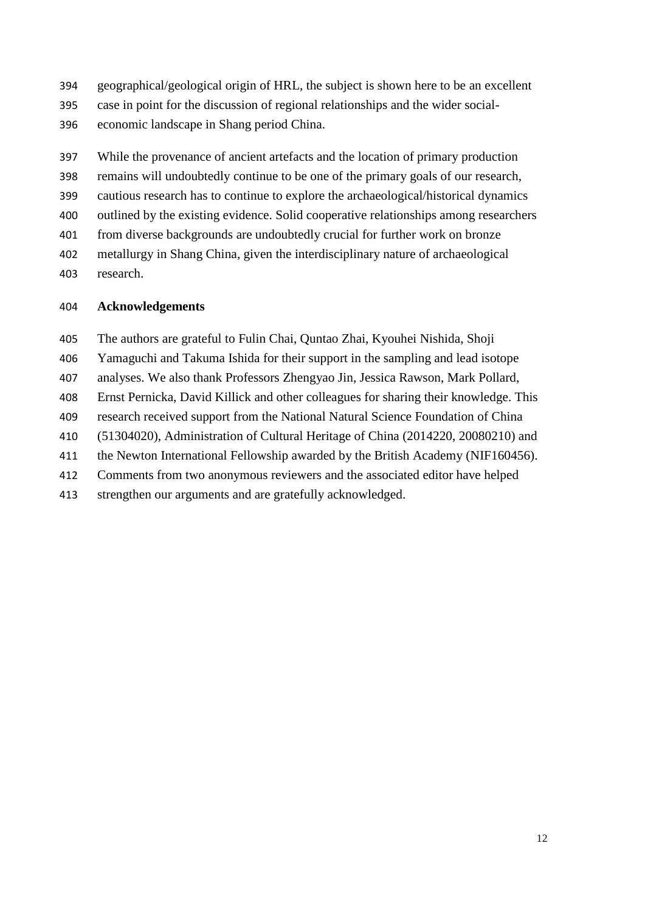geographical/geological origin of HRL, the subject is shown here to be an excellent case in point for the discussion of regional relationships and the wider social-economic landscape in Shang period China.

While the provenance of ancient artefacts and the location of primary production remains will undoubtedly continue to be one of the primary goals of our research, cautious research has to continue to explore the archaeological/historical dynamics outlined by the existing evidence. Solid cooperative relationships among researchers from diverse backgrounds are undoubtedly crucial for further work on bronze metallurgy in Shang China, given the interdisciplinary nature of archaeological research.

## Acknowledgements

The authors are grateful to Fulin Chai, Quntao Zhai, Kyouhei Nishida, Shoji Yamaguchi and Takuma Ishida for their support in the sampling and lead isotope analyses. We also thank Professors Zhengyao Jin, Jessica Rawson, Mark Pollard, Ernst Pernicka, David Killick and other colleagues for sharing their knowledge. This research received support from the National Natural Science Foundation of China (51304020), Administration of Cultural Heritage of China (2014220, 20080210) and the Newton International Fellowship awarded by the British Academy (NIF160456). Comments from two anonymous reviewers and the associated editor have helped strengthen our arguments and are gratefully acknowledged.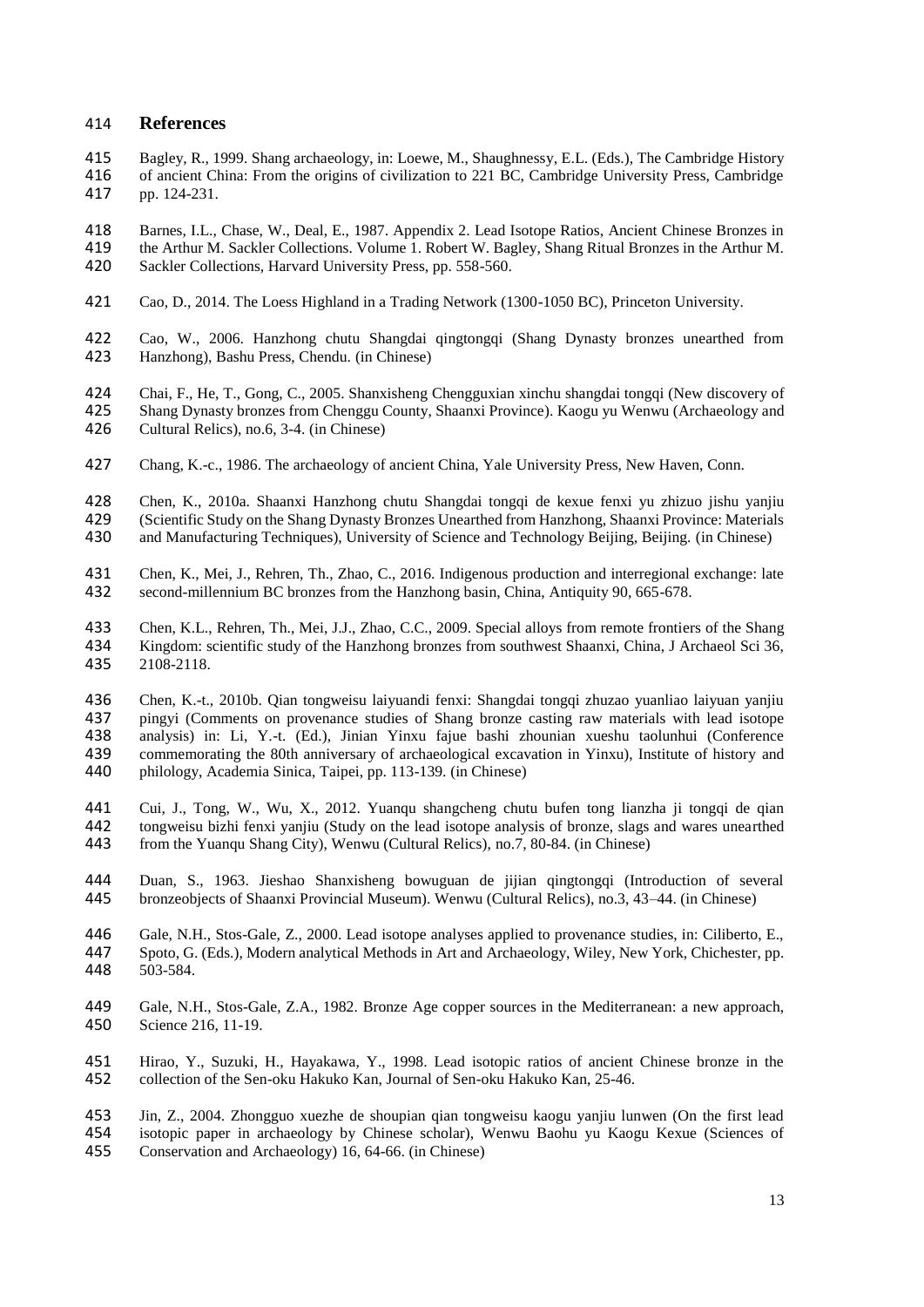## References

Bagley, R., 1999. Shang archaeology, in: Loewe, M., Shaughnessy, E.L. (Eds.), The Cambridge History of ancient China: From the origins of civilization to 221 BC, Cambridge University Press, Cambridge pp. 124-231.

Barnes, I.L., Chase, W., Deal, E., 1987. Appendix 2. Lead Isotope Ratios, Ancient Chinese Bronzes in the Arthur M. Sackler Collections. Volume 1. Robert W. Bagley, Shang Ritual Bronzes in the Arthur M. Sackler Collections, Harvard University Press, pp. 558-560.

Cao, D., 2014. The Loess Highland in a Trading Network (1300-1050 BC), Princeton University.

Cao, W., 2006. Hanzhong chutu Shangdai qingtongqi (Shang Dynasty bronzes unearthed from Hanzhong), Bashu Press, Chendu. (in Chinese)

Chai, F., He, T., Gong, C., 2005. Shanxisheng Chengguxian xinchu shangdai tongqi (New discovery of Shang Dynasty bronzes from Chenggu County, Shaanxi Province). Kaogu yu Wenwu (Archaeology and Cultural Relics), no.6, 3-4. (in Chinese)

Chang, K.-c., 1986. The archaeology of ancient China, Yale University Press, New Haven, Conn.

Chen, K., 2010a. Shaanxi Hanzhong chutu Shangdai tongqi de kexue fenxi yu zhizuo jishu yanjiu (Scientific Study on the Shang Dynasty Bronzes Unearthed from Hanzhong, Shaanxi Province: Materials and Manufacturing Techniques), University of Science and Technology Beijing, Beijing. (in Chinese)

Chen, K., Mei, J., Rehren, Th., Zhao, C., 2016. Indigenous production and interregional exchange: late second-millennium BC bronzes from the Hanzhong basin, China, Antiquity 90, 665-678.

Chen, K.L., Rehren, Th., Mei, J.J., Zhao, C.C., 2009. Special alloys from remote frontiers of the Shang Kingdom: scientific study of the Hanzhong bronzes from southwest Shaanxi, China, J Archaeol Sci 36, 2108-2118.

Chen, K.-t., 2010b. Qian tongweisu laiyuandi fenxi: Shangdai tongqi zhuzao yuanliao laiyuan yanjiu pingyi (Comments on provenance studies of Shang bronze casting raw materials with lead isotope analysis) in: Li, Y.-t. (Ed.), Jinian Yinxu fajue bashi zhounian xueshu taolunhui (Conference commemorating the 80th anniversary of archaeological excavation in Yinxu), Institute of history and philology, Academia Sinica, Taipei, pp. 113-139. (in Chinese)

Cui, J., Tong, W., Wu, X., 2012. Yuanqu shangcheng chutu bufen tong lianzha ji tongqi de qian tongweisu bizhi fenxi yanjiu (Study on the lead isotope analysis of bronze, slags and wares unearthed from the Yuanqu Shang City), Wenwu (Cultural Relics), no.7, 80-84. (in Chinese)

Duan, S., 1963. Jieshao Shanxisheng bowuguan de jijian qingtongqi (Introduction of several bronzeobjects of Shaanxi Provincial Museum). Wenwu (Cultural Relics), no.3, 43–44. (in Chinese)

Gale, N.H., Stos-Gale, Z., 2000. Lead isotope analyses applied to provenance studies, in: Ciliberto, E., Spoto, G. (Eds.), Modern analytical Methods in Art and Archaeology, Wiley, New York, Chichester, pp. 503-584.

Gale, N.H., Stos-Gale, Z.A., 1982. Bronze Age copper sources in the Mediterranean: a new approach, Science 216, 11-19.

Hirao, Y., Suzuki, H., Hayakawa, Y., 1998. Lead isotopic ratios of ancient Chinese bronze in the collection of the Sen-oku Hakuko Kan, Journal of Sen-oku Hakuko Kan, 25-46.

Jin, Z., 2004. Zhongguo xuezhe de shoupian qian tongweisu kaogu yanjiu lunwen (On the first lead isotopic paper in archaeology by Chinese scholar), Wenwu Baohu yu Kaogu Kexue (Sciences of Conservation and Archaeology) 16, 64-66. (in Chinese)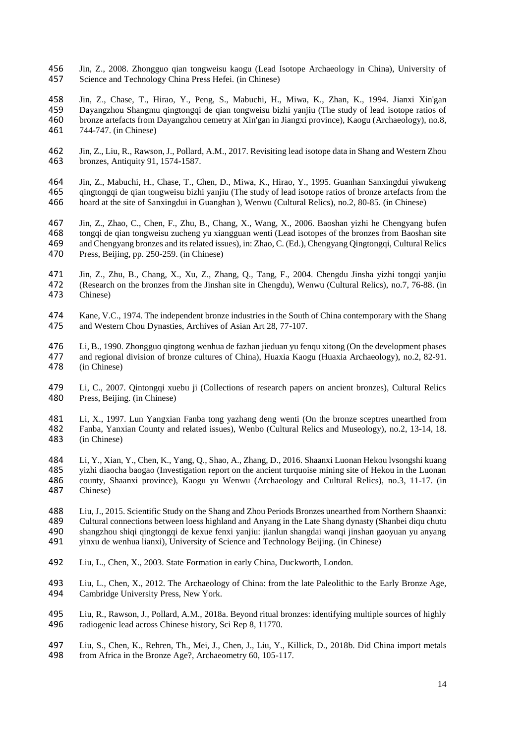Jin, Z., 2008. Zhongguo qian tongweisu kaogu (Lead Isotope Archaeology in China), University of Science and Technology China Press Hefei. (in Chinese)

Jin, Z., Chase, T., Hirao, Y., Peng, S., Mabuchi, H., Miwa, K., Zhan, K., 1994. Jianxi Xin'gan Dayangzhou Shangmu qingtongqi de qian tongweisu bizhi yanjiu (The study of lead isotope ratios of bronze artefacts from Dayangzhou cemetry at Xin'gan in Jiangxi province), Kaogu (Archaeology), no.8, 744-747. (in Chinese)

Jin, Z., Liu, R., Rawson, J., Pollard, A.M., 2017. Revisiting lead isotope data in Shang and Western Zhou bronzes, Antiquity 91, 1574-1587.

Jin, Z., Mabuchi, H., Chase, T., Chen, D., Miwa, K., Hirao, Y., 1995. Guanhan Sanxingdui yiwukeng qingtongqi de qian tongweisu bizhi yanjiu (The study of lead isotope ratios of bronze artefacts from the hoard at the site of Sanxingdui in Guanghan ), Wenwu (Cultural Relics), no.2, 80-85. (in Chinese)

Jin, Z., Zhao, C., Chen, F., Zhu, B., Chang, X., Wang, X., 2006. Baoshan yizhi he Chengyang bufen tongqi de qian tongweisu zucheng yu xiangguan wenti (Lead isotopes of the bronzes from Baoshan site and Chengyang bronzes and its related issues), in: Zhao, C. (Ed.), Chengyang Qingtongqi, Cultural Relics Press, Beijing, pp. 250-259. (in Chinese)

Jin, Z., Zhu, B., Chang, X., Xu, Z., Zhang, Q., Tang, F., 2004. Chengdu Jinsha yizhi tongqi yanjiu (Research on the bronzes from the Jinshan site in Chengdu), Wenwu (Cultural Relics), no.7, 76-88. (in Chinese)

Kane, V.C., 1974. The independent bronze industries in the South of China contemporary with the Shang and Western Chou Dynasties, Archives of Asian Art 28, 77-107.

Li, B., 1990. Zhongguo qingtong wenhua de fazhan jieduan yu fenqu xitong (On the development phases and regional division of bronze cultures of China), Huaxia Kaogu (Huaxia Archaeology), no.2, 82-91. (in Chinese)

Li, C., 2007. Qintongqi xuebu ji (Collections of research papers on ancient bronzes), Cultural Relics Press, Beijing. (in Chinese)

Li, X., 1997. Lun Yangxian Fanba tong yazhang deng wenti (On the bronze sceptres unearthed from Fanba, Yanxian County and related issues), Wenbo (Cultural Relics and Museology), no.2, 13-14, 18. (in Chinese)

Li, Y., Xian, Y., Chen, K., Yang, Q., Shao, A., Zhang, D., 2016. Shaanxi Luonan Hekou lvsongshi kuang yizhi diaocha baogao (Investigation report on the ancient turquoise mining site of Hekou in the Luonan county, Shaanxi province), Kaogu yu Wenwu (Archaeology and Cultural Relics), no.3, 11-17. (in Chinese)

Liu, J., 2015. Scientific Study on the Shang and Zhou Periods Bronzes unearthed from Northern Shaanxi: Cultural connections between loess highland and Anyang in the Late Shang dynasty (Shanbei diqu chutu shangzhou shiqi qingtongqi de kexue fenxi yanjiu: jianlun shangdai wanqi jinshan gaoyuan yu anyang yinxu de wenhua lianxi), University of Science and Technology Beijing. (in Chinese)

Liu, L., Chen, X., 2003. State Formation in early China, Duckworth, London.

Liu, L., Chen, X., 2012. The Archaeology of China: from the late Paleolithic to the Early Bronze Age, Cambridge University Press, New York.

Liu, R., Rawson, J., Pollard, A.M., 2018a. Beyond ritual bronzes: identifying multiple sources of highly radiogenic lead across Chinese history, Sci Rep 8, 11770.

Liu, S., Chen, K., Rehren, Th., Mei, J., Chen, J., Liu, Y., Killick, D., 2018b. Did China import metals from Africa in the Bronze Age?, Archaeometry 60, 105-117.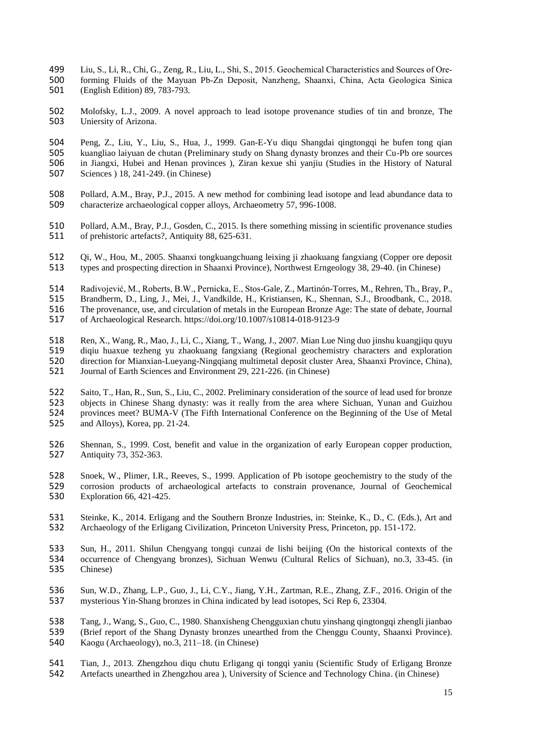Liu, S., Li, R., Chi, G., Zeng, R., Liu, L., Shi, S., 2015. Geochemical Characteristics and Sources of Ore-forming Fluids of the Mayuan Pb-Zn Deposit, Nanzheng, Shaanxi, China, Acta Geologica Sinica (English Edition) 89, 783-793.

Molofsky, L.J., 2009. A novel approach to lead isotope provenance studies of tin and bronze, The Uniersity of Arizona.

Peng, Z., Liu, Y., Liu, S., Hua, J., 1999. Gan-E-Yu diqu Shangdai qingtongqi he bufen tong qian kuangliao laiyuan de chutan (Preliminary study on Shang dynasty bronzes and their Cu-Pb ore sources in Jiangxi, Hubei and Henan provinces ), Ziran kexue shi yanjiu (Studies in the History of Natural Sciences ) 18, 241-249. (in Chinese)

Pollard, A.M., Bray, P.J., 2015. A new method for combining lead isotope and lead abundance data to characterize archaeological copper alloys, Archaeometry 57, 996-1008.

Pollard, A.M., Bray, P.J., Gosden, C., 2015. Is there something missing in scientific provenance studies of prehistoric artefacts?, Antiquity 88, 625-631.

Qi, W., Hou, M., 2005. Shaanxi tongkuangchuang leixing ji zhaokuang fangxiang (Copper ore deposit types and prospecting direction in Shaanxi Province), Northwest Erngeology 38, 29-40. (in Chinese)

Radivojević, M., Roberts, B.W., Pernicka, E., Stos-Gale, Z., Martinón-Torres, M., Rehren, Th., Bray, P., Brandherm, D., Ling, J., Mei, J., Vandkilde, H., Kristiansen, K., Shennan, S.J., Broodbank, C., 2018. The provenance, use, and circulation of metals in the European Bronze Age: The state of debate, Journal of Archaeological Research. https://doi.org/10.1007/s10814-018-9123-9

Ren, X., Wang, R., Mao, J., Li, C., Xiang, T., Wang, J., 2007. Mian Lue Ning duo jinshu kuangjiqu quyu diqiu huaxue tezheng yu zhaokuang fangxiang (Regional geochemistry characters and exploration direction for Mianxian-Lueyang-Ningqiang multimetal deposit cluster Area, Shaanxi Province, China), Journal of Earth Sciences and Environment 29, 221-226. (in Chinese)

Saito, T., Han, R., Sun, S., Liu, C., 2002. Preliminary consideration of the source of lead used for bronze objects in Chinese Shang dynasty: was it really from the area where Sichuan, Yunan and Guizhou provinces meet? BUMA-V (The Fifth International Conference on the Beginning of the Use of Metal and Alloys), Korea, pp. 21-24.

Shennan, S., 1999. Cost, benefit and value in the organization of early European copper production, Antiquity 73, 352-363.

Snoek, W., Plimer, I.R., Reeves, S., 1999. Application of Pb isotope geochemistry to the study of the corrosion products of archaeological artefacts to constrain provenance, Journal of Geochemical Exploration 66, 421-425.

Steinke, K., 2014. Erligang and the Southern Bronze Industries, in: Steinke, K., D., C. (Eds.), Art and Archaeology of the Erligang Civilization, Princeton University Press, Princeton, pp. 151-172.

Sun, H., 2011. Shilun Chengyang tongqi cunzai de lishi beijing (On the historical contexts of the occurrence of Chengyang bronzes), Sichuan Wenwu (Cultural Relics of Sichuan), no.3, 33-45. (in Chinese)

Sun, W.D., Zhang, L.P., Guo, J., Li, C.Y., Jiang, Y.H., Zartman, R.E., Zhang, Z.F., 2016. Origin of the mysterious Yin-Shang bronzes in China indicated by lead isotopes, Sci Rep 6, 23304.

Tang, J., Wang, S., Guo, C., 1980. Shanxisheng Chengguxian chutu yinshang qingtongqi zhengli jianbao (Brief report of the Shang Dynasty bronzes unearthed from the Chenggu County, Shaanxi Province). Kaogu (Archaeology), no.3, 211–18. (in Chinese)

Tian, J., 2013. Zhengzhou diqu chutu Erligang qi tongqi yaniu (Scientific Study of Erligang Bronze Artefacts unearthed in Zhengzhou area ), University of Science and Technology China. (in Chinese)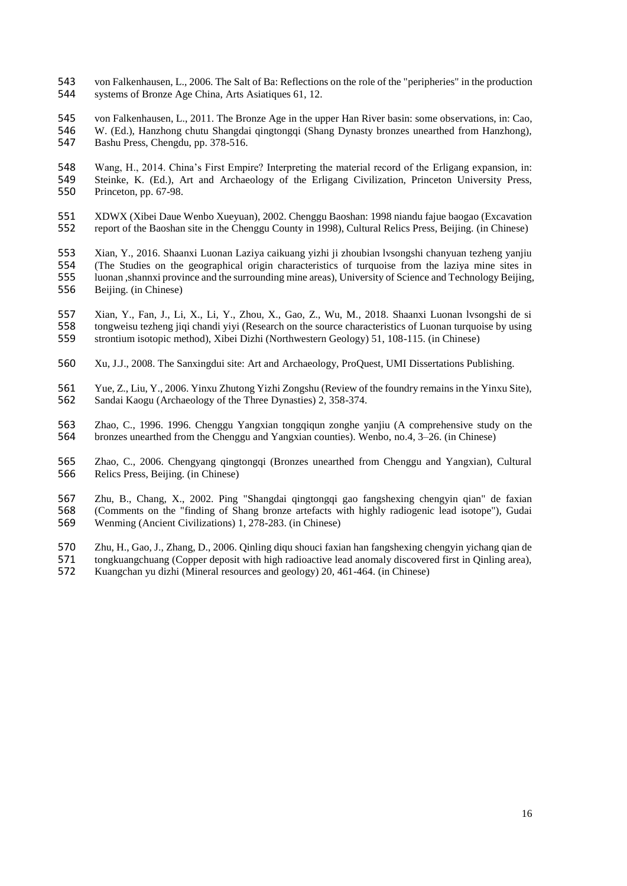von Falkenhausen, L., 2006. The Salt of Ba: Reflections on the role of the "peripheries" in the production systems of Bronze Age China, Arts Asiatiques 61, 12.

von Falkenhausen, L., 2011. The Bronze Age in the upper Han River basin: some observations, in: Cao, W. (Ed.), Hanzhong chutu Shangdai qingtongqi (Shang Dynasty bronzes unearthed from Hanzhong), Bashu Press, Chengdu, pp. 378-516.

Wang, H., 2014. China's First Empire? Interpreting the material record of the Erligang expansion, in: Steinke, K. (Ed.), Art and Archaeology of the Erligang Civilization, Princeton University Press, Princeton, pp. 67-98.

XDWX (Xibei Daue Wenbo Xueyuan), 2002. Chenggu Baoshan: 1998 niandu fajue baogao (Excavation report of the Baoshan site in the Chenggu County in 1998), Cultural Relics Press, Beijing. (in Chinese)

Xian, Y., 2016. Shaanxi Luonan Laziya caikuang yizhi ji zhoubian lvsongshi chanyuan tezheng yanjiu (The Studies on the geographical origin characteristics of turquoise from the laziya mine sites in luonan ,shannxi province and the surrounding mine areas), University of Science and Technology Beijing, Beijing. (in Chinese)

Xian, Y., Fan, J., Li, X., Li, Y., Zhou, X., Gao, Z., Wu, M., 2018. Shaanxi Luonan lvsongshi de si tongweisu tezheng jiqi chandi yiyi (Research on the source characteristics of Luonan turquoise by using strontium isotopic method), Xibei Dizhi (Northwestern Geology) 51, 108-115. (in Chinese)

Xu, J.J., 2008. The Sanxingdui site: Art and Archaeology, ProQuest, UMI Dissertations Publishing.

Yue, Z., Liu, Y., 2006. Yinxu Zhutong Yizhi Zongshu (Review of the foundry remains in the Yinxu Site), Sandai Kaogu (Archaeology of the Three Dynasties) 2, 358-374.

Zhao, C., 1996. 1996. Chenggu Yangxian tongqiqun zonghe yanjiu (A comprehensive study on the bronzes unearthed from the Chenggu and Yangxian counties). Wenbo, no.4, 3–26. (in Chinese)

Zhao, C., 2006. Chengyang qingtongqi (Bronzes unearthed from Chenggu and Yangxian), Cultural Relics Press, Beijing. (in Chinese)

Zhu, B., Chang, X., 2002. Ping "Shangdai qingtongqi gao fangshexing chengyin qian" de faxian (Comments on the "finding of Shang bronze artefacts with highly radiogenic lead isotope"), Gudai Wenming (Ancient Civilizations) 1, 278-283. (in Chinese)

Zhu, H., Gao, J., Zhang, D., 2006. Qinling diqu shouci faxian han fangshexing chengyin yichang qian de tongkuangchuang (Copper deposit with high radioactive lead anomaly discovered first in Qinling area), Kuangchan yu dizhi (Mineral resources and geology) 20, 461-464. (in Chinese)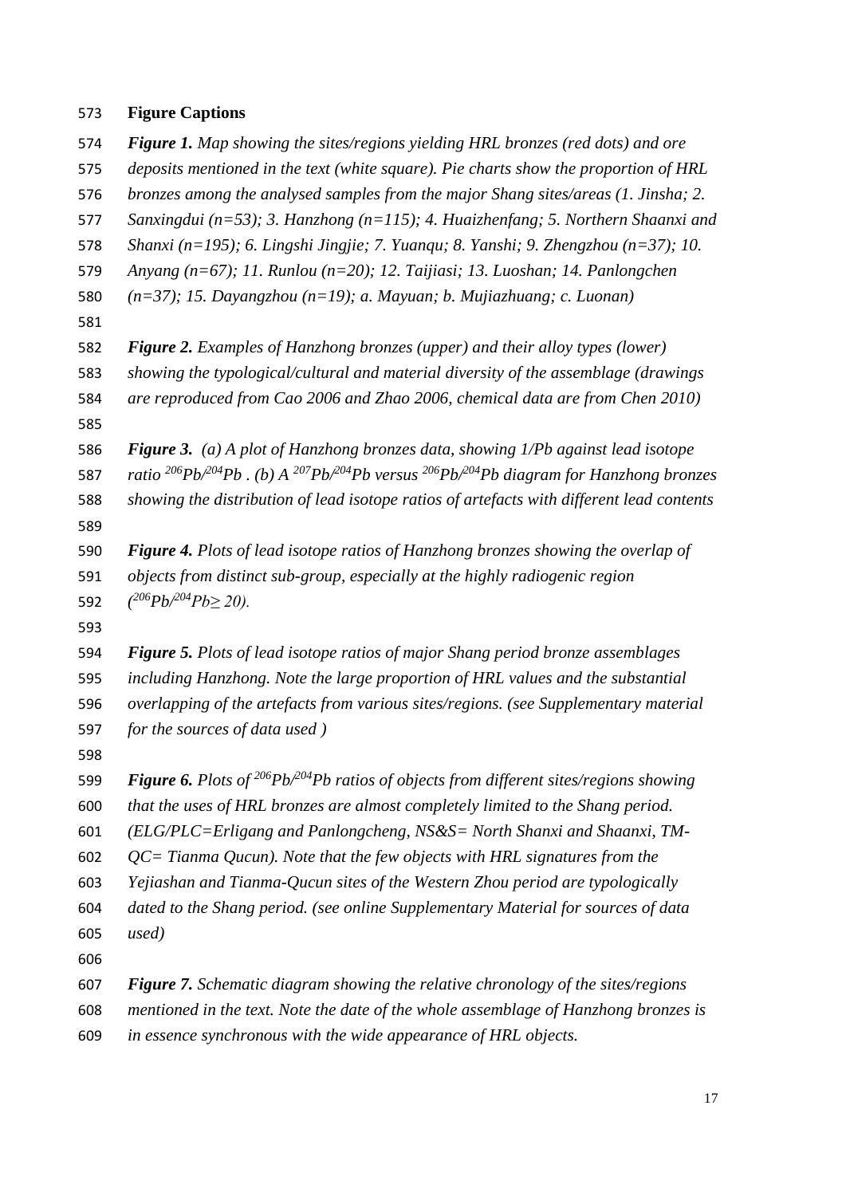**Figure Captions**

***Figure 1.*** *Map showing the sites/regions yielding HRL bronzes (red dots) and ore deposits mentioned in the text (white square). Pie charts show the proportion of HRL bronzes among the analysed samples from the major Shang sites/areas (1. Jinsha; 2. Sanxingdui (n=53); 3. Hanzhong (n=115); 4. Huaizhenfang; 5. Northern Shaanxi and Shanxi (n=195); 6. Lingshi Jingjie; 7. Yuanqu; 8. Yanshi; 9. Zhengzhou (n=37); 10. Anyang (n=67); 11. Runlou (n=20); 12. Taijiasi; 13. Luoshan; 14. Panlongchen (n=37); 15. Dayangzhou (n=19); a. Mayuan; b. Mujiazhuang; c. Luonan)*

***Figure 2.*** *Examples of Hanzhong bronzes (upper) and their alloy types (lower) showing the typological/cultural and material diversity of the assemblage (drawings are reproduced from Cao 2006 and Zhao 2006, chemical data are from Chen 2010)*

***Figure 3.*** *(a) A plot of Hanzhong bronzes data, showing 1/Pb against lead isotope ratio $^{206}Pb/^{204}Pb$ . (b) A $^{207}Pb/^{204}Pb$ versus $^{206}Pb/^{204}Pb$ diagram for Hanzhong bronzes showing the distribution of lead isotope ratios of artefacts with different lead contents*

***Figure 4.*** *Plots of lead isotope ratios of Hanzhong bronzes showing the overlap of objects from distinct sub-group, especially at the highly radiogenic region ($^{206}Pb/^{204}Pb \geq 20$).*

***Figure 5.*** *Plots of lead isotope ratios of major Shang period bronze assemblages including Hanzhong. Note the large proportion of HRL values and the substantial overlapping of the artefacts from various sites/regions. (see Supplementary material for the sources of data used )*

***Figure 6.*** *Plots of $^{206}Pb/^{204}Pb$ ratios of objects from different sites/regions showing that the uses of HRL bronzes are almost completely limited to the Shang period. (ELG/PLC=Erligang and Panlongcheng, NS&S= North Shanxi and Shaanxi, TM-QC= Tianma Qucun). Note that the few objects with HRL signatures from the Yejiashan and Tianma-Qucun sites of the Western Zhou period are typologically dated to the Shang period. (see online Supplementary Material for sources of data used)*

***Figure 7.*** *Schematic diagram showing the relative chronology of the sites/regions mentioned in the text. Note the date of the whole assemblage of Hanzhong bronzes is in essence synchronous with the wide appearance of HRL objects.*